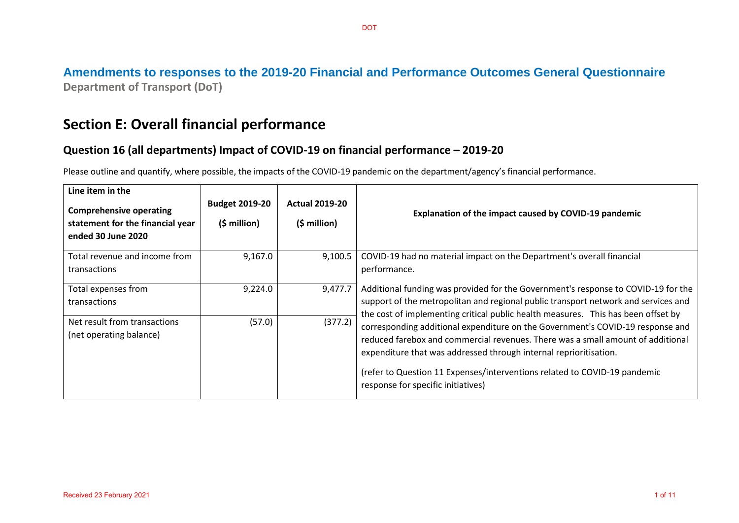# Amendments to responses to the 2019-20 Financial and Performance Outcomes General Questionnaire

**Department of Transport (DoT)**

## Section E: Overall financial performance

### Question 16 (all departments) Impact of COVID-19 on financial performance – 2019-20

Please outline and quantify, where possible, the impacts of the COVID-19 pandemic on the department/agency's financial performance.

| Line item in the Comprehensive operating statement for the financial year ended 30 June 2020 | Budget 2019-20 ($ million) | Actual 2019-20 ($ million) | Explanation of the impact caused by COVID-19 pandemic |
|---|---|---|---|
| Total revenue and income from transactions | 9,167.0 | 9,100.5 | COVID-19 had no material impact on the Department's overall financial performance. |
| Total expenses from transactions | 9,224.0 | 9,477.7 | Additional funding was provided for the Government's response to COVID-19 for the support of the metropolitan and regional public transport network and services and the cost of implementing critical public health measures. This has been offset by corresponding additional expenditure on the Government's COVID-19 response and reduced farebox and commercial revenues. There was a small amount of additional expenditure that was addressed through internal reprioritisation. (refer to Question 11 Expenses/interventions related to COVID-19 pandemic response for specific initiatives) |
| Net result from transactions (net operating balance) | (57.0) | (377.2) | |

Received 23 February 2021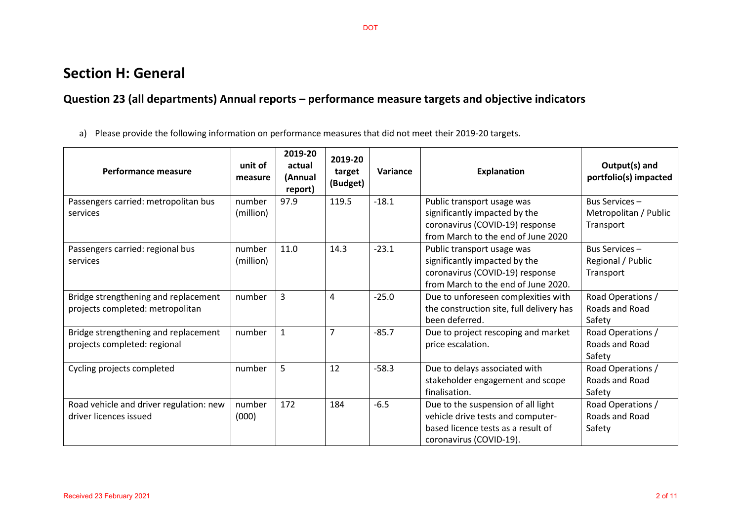# Section H: General

## Question 23 (all departments) Annual reports – performance measure targets and objective indicators

a) Please provide the following information on performance measures that did not meet their 2019-20 targets.

| Performance measure | unit of measure | 2019-20 actual (Annual report) | 2019-20 target (Budget) | Variance | Explanation | Output(s) and portfolio(s) impacted |
|---|---|---|---|---|---|---|
| Passengers carried: metropolitan bus services | number (million) | 97.9 | 119.5 | -18.1 | Public transport usage was significantly impacted by the coronavirus (COVID-19) response from March to the end of June 2020 | Bus Services – Metropolitan / Public Transport |
| Passengers carried: regional bus services | number (million) | 11.0 | 14.3 | -23.1 | Public transport usage was significantly impacted by the coronavirus (COVID-19) response from March to the end of June 2020. | Bus Services – Regional / Public Transport |
| Bridge strengthening and replacement projects completed: metropolitan | number | 3 | 4 | -25.0 | Due to unforeseen complexities with the construction site, full delivery has been deferred. | Road Operations / Roads and Road Safety |
| Bridge strengthening and replacement projects completed: regional | number | 1 | 7 | -85.7 | Due to project rescoping and market price escalation. | Road Operations / Roads and Road Safety |
| Cycling projects completed | number | 5 | 12 | -58.3 | Due to delays associated with stakeholder engagement and scope finalisation. | Road Operations / Roads and Road Safety |
| Road vehicle and driver regulation: new driver licences issued | number (000) | 172 | 184 | -6.5 | Due to the suspension of all light vehicle drive tests and computer-based licence tests as a result of coronavirus (COVID-19). | Road Operations / Roads and Road Safety |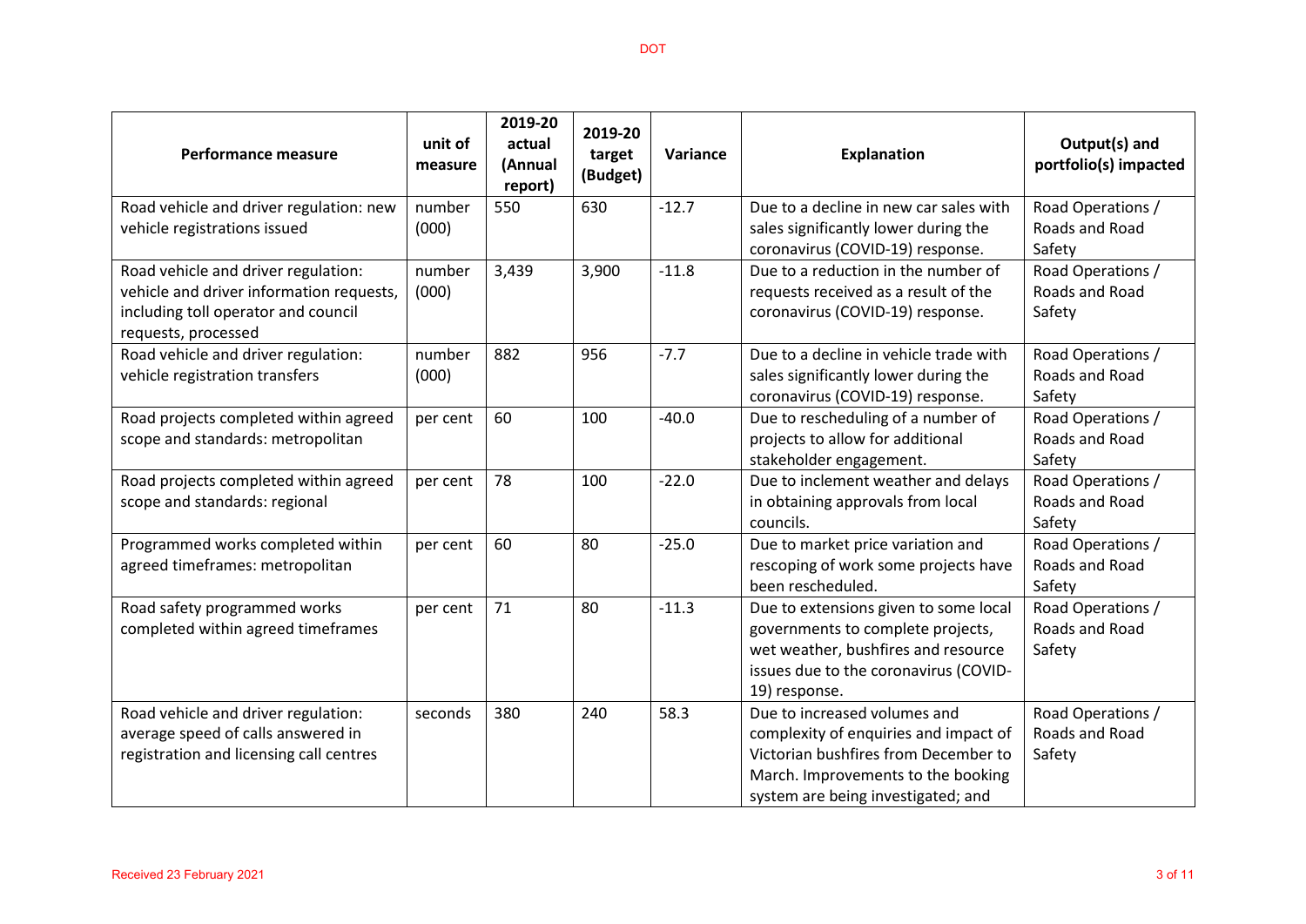| Performance measure | unit of measure | 2019-20 actual (Annual report) | 2019-20 target (Budget) | Variance | Explanation | Output(s) and portfolio(s) impacted |
|---|---|---|---|---|---|---|
| Road vehicle and driver regulation: new vehicle registrations issued | number (000) | 550 | 630 | -12.7 | Due to a decline in new car sales with sales significantly lower during the coronavirus (COVID-19) response. | Road Operations / Roads and Road Safety |
| Road vehicle and driver regulation: vehicle and driver information requests, including toll operator and council requests, processed | number (000) | 3,439 | 3,900 | -11.8 | Due to a reduction in the number of requests received as a result of the coronavirus (COVID-19) response. | Road Operations / Roads and Road Safety |
| Road vehicle and driver regulation: vehicle registration transfers | number (000) | 882 | 956 | -7.7 | Due to a decline in vehicle trade with sales significantly lower during the coronavirus (COVID-19) response. | Road Operations / Roads and Road Safety |
| Road projects completed within agreed scope and standards: metropolitan | per cent | 60 | 100 | -40.0 | Due to rescheduling of a number of projects to allow for additional stakeholder engagement. | Road Operations / Roads and Road Safety |
| Road projects completed within agreed scope and standards: regional | per cent | 78 | 100 | -22.0 | Due to inclement weather and delays in obtaining approvals from local councils. | Road Operations / Roads and Road Safety |
| Programmed works completed within agreed timeframes: metropolitan | per cent | 60 | 80 | -25.0 | Due to market price variation and rescoping of work some projects have been rescheduled. | Road Operations / Roads and Road Safety |
| Road safety programmed works completed within agreed timeframes | per cent | 71 | 80 | -11.3 | Due to extensions given to some local governments to complete projects, wet weather, bushfires and resource issues due to the coronavirus (COVID-19) response. | Road Operations / Roads and Road Safety |
| Road vehicle and driver regulation: average speed of calls answered in registration and licensing call centres | seconds | 380 | 240 | 58.3 | Due to increased volumes and complexity of enquiries and impact of Victorian bushfires from December to March. Improvements to the booking system are being investigated; and | Road Operations / Roads and Road Safety |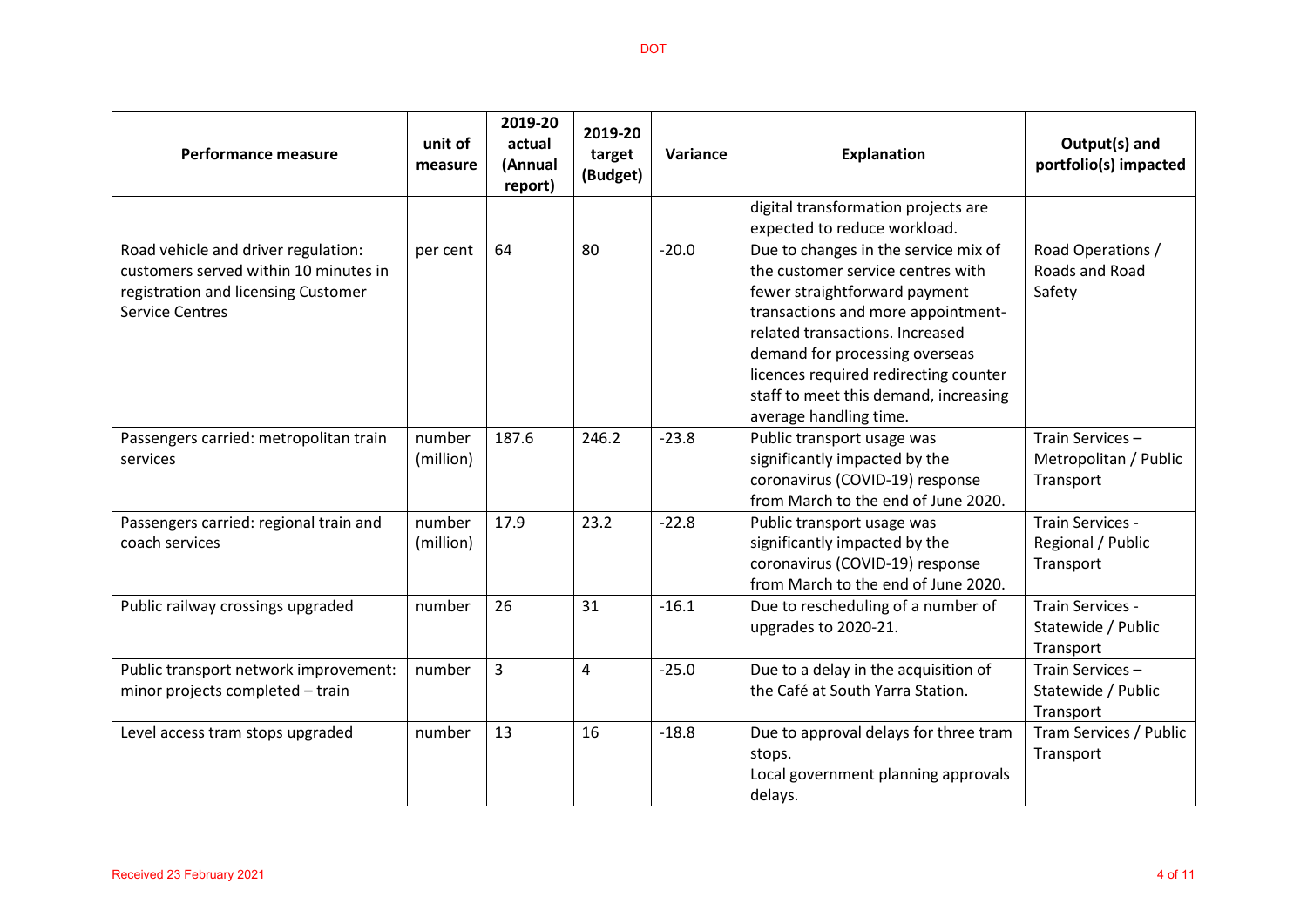| Performance measure | unit of measure | 2019-20 actual (Annual report) | 2019-20 target (Budget) | Variance | Explanation | Output(s) and portfolio(s) impacted |
|---|---|---|---|---|---|---|
| | | | | | digital transformation projects are expected to reduce workload. | |
| Road vehicle and driver regulation: customers served within 10 minutes in registration and licensing Customer Service Centres | per cent | 64 | 80 | -20.0 | Due to changes in the service mix of the customer service centres with fewer straightforward payment transactions and more appointment-related transactions. Increased demand for processing overseas licences required redirecting counter staff to meet this demand, increasing average handling time. | Road Operations / Roads and Road Safety |
| Passengers carried: metropolitan train services | number (million) | 187.6 | 246.2 | -23.8 | Public transport usage was significantly impacted by the coronavirus (COVID-19) response from March to the end of June 2020. | Train Services – Metropolitan / Public Transport |
| Passengers carried: regional train and coach services | number (million) | 17.9 | 23.2 | -22.8 | Public transport usage was significantly impacted by the coronavirus (COVID-19) response from March to the end of June 2020. | Train Services - Regional / Public Transport |
| Public railway crossings upgraded | number | 26 | 31 | -16.1 | Due to rescheduling of a number of upgrades to 2020-21. | Train Services - Statewide / Public Transport |
| Public transport network improvement: minor projects completed – train | number | 3 | 4 | -25.0 | Due to a delay in the acquisition of the Café at South Yarra Station. | Train Services – Statewide / Public Transport |
| Level access tram stops upgraded | number | 13 | 16 | -18.8 | Due to approval delays for three tram stops.<br>Local government planning approvals delays. | Tram Services / Public Transport |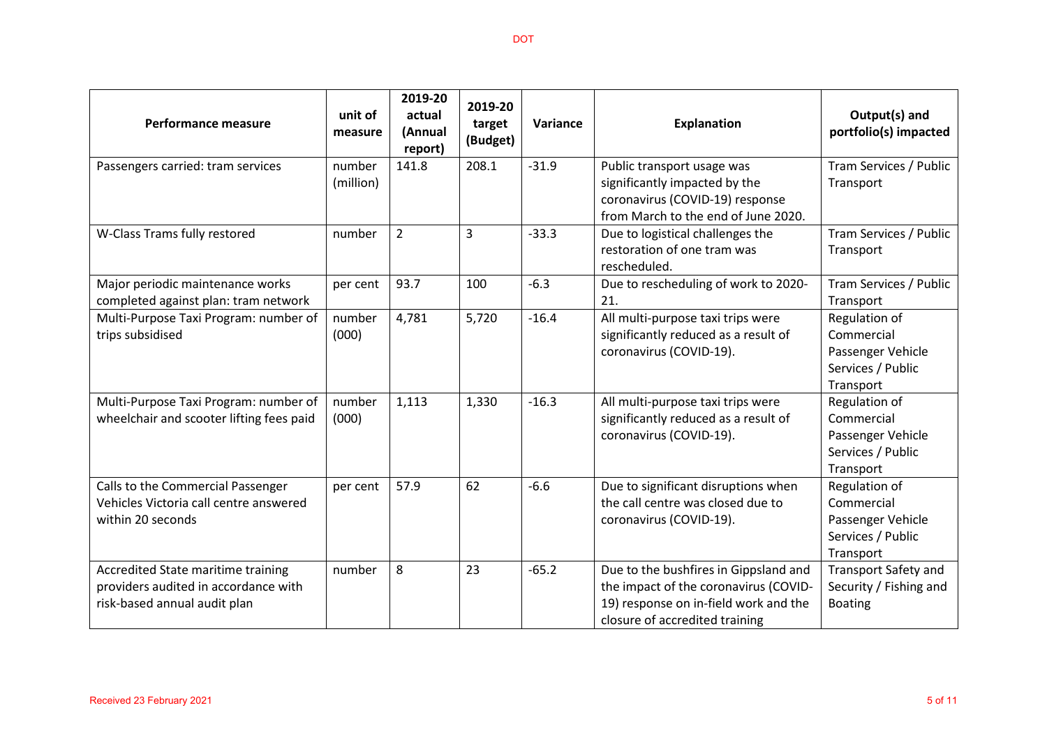| Performance measure | unit of measure | 2019-20 actual (Annual report) | 2019-20 target (Budget) | Variance | Explanation | Output(s) and portfolio(s) impacted |
|---|---|---|---|---|---|---|
| Passengers carried: tram services | number (million) | 141.8 | 208.1 | -31.9 | Public transport usage was significantly impacted by the coronavirus (COVID-19) response from March to the end of June 2020. | Tram Services / Public Transport |
| W-Class Trams fully restored | number | 2 | 3 | -33.3 | Due to logistical challenges the restoration of one tram was rescheduled. | Tram Services / Public Transport |
| Major periodic maintenance works completed against plan: tram network | per cent | 93.7 | 100 | -6.3 | Due to rescheduling of work to 2020-21. | Tram Services / Public Transport |
| Multi-Purpose Taxi Program: number of trips subsidised | number (000) | 4,781 | 5,720 | -16.4 | All multi-purpose taxi trips were significantly reduced as a result of coronavirus (COVID-19). | Regulation of Commercial Passenger Vehicle Services / Public Transport |
| Multi-Purpose Taxi Program: number of wheelchair and scooter lifting fees paid | number (000) | 1,113 | 1,330 | -16.3 | All multi-purpose taxi trips were significantly reduced as a result of coronavirus (COVID-19). | Regulation of Commercial Passenger Vehicle Services / Public Transport |
| Calls to the Commercial Passenger Vehicles Victoria call centre answered within 20 seconds | per cent | 57.9 | 62 | -6.6 | Due to significant disruptions when the call centre was closed due to coronavirus (COVID-19). | Regulation of Commercial Passenger Vehicle Services / Public Transport |
| Accredited State maritime training providers audited in accordance with risk-based annual audit plan | number | 8 | 23 | -65.2 | Due to the bushfires in Gippsland and the impact of the coronavirus (COVID-19) response on in-field work and the closure of accredited training | Transport Safety and Security / Fishing and Boating |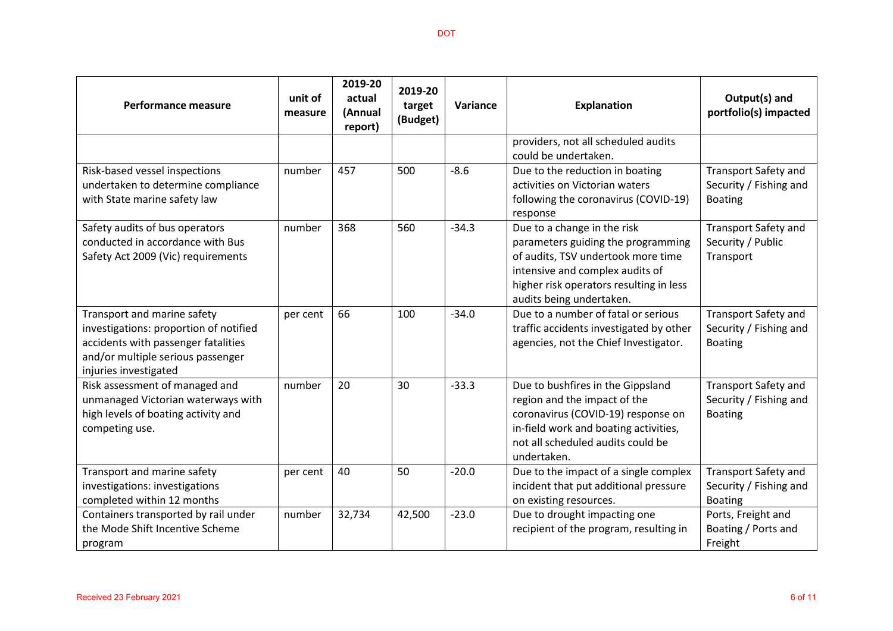| Performance measure | unit of measure | 2019-20 actual (Annual report) | 2019-20 target (Budget) | Variance | Explanation | Output(s) and portfolio(s) impacted |
|---|---|---|---|---|---|---|
| | | | | | providers, not all scheduled audits could be undertaken. | |
| Risk-based vessel inspections undertaken to determine compliance with State marine safety law | number | 457 | 500 | -8.6 | Due to the reduction in boating activities on Victorian waters following the coronavirus (COVID-19) response | Transport Safety and Security / Fishing and Boating |
| Safety audits of bus operators conducted in accordance with Bus Safety Act 2009 (Vic) requirements | number | 368 | 560 | -34.3 | Due to a change in the risk parameters guiding the programming of audits, TSV undertook more time intensive and complex audits of higher risk operators resulting in less audits being undertaken. | Transport Safety and Security / Public Transport |
| Transport and marine safety investigations: proportion of notified accidents with passenger fatalities and/or multiple serious passenger injuries investigated | per cent | 66 | 100 | -34.0 | Due to a number of fatal or serious traffic accidents investigated by other agencies, not the Chief Investigator. | Transport Safety and Security / Fishing and Boating |
| Risk assessment of managed and unmanaged Victorian waterways with high levels of boating activity and competing use. | number | 20 | 30 | -33.3 | Due to bushfires in the Gippsland region and the impact of the coronavirus (COVID-19) response on in-field work and boating activities, not all scheduled audits could be undertaken. | Transport Safety and Security / Fishing and Boating |
| Transport and marine safety investigations: investigations completed within 12 months | per cent | 40 | 50 | -20.0 | Due to the impact of a single complex incident that put additional pressure on existing resources. | Transport Safety and Security / Fishing and Boating |
| Containers transported by rail under the Mode Shift Incentive Scheme program | number | 32,734 | 42,500 | -23.0 | Due to drought impacting one recipient of the program, resulting in | Ports, Freight and Boating / Ports and Freight |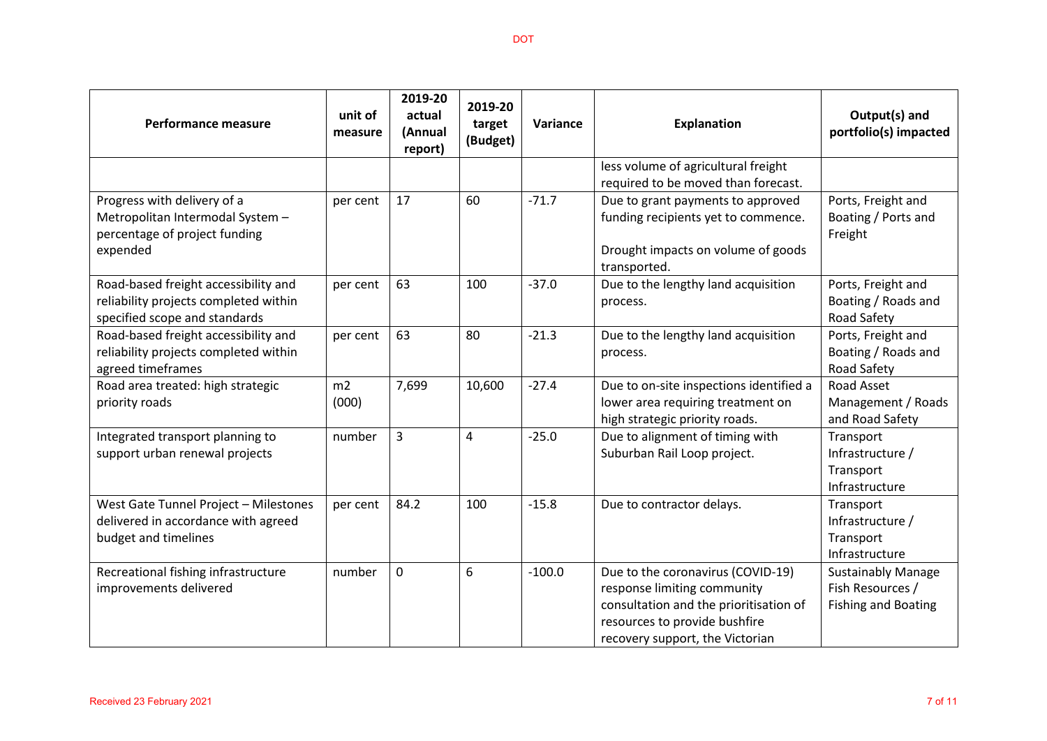| Performance measure | unit of measure | 2019-20 actual (Annual report) | 2019-20 target (Budget) | Variance | Explanation | Output(s) and portfolio(s) impacted |
|---|---|---|---|---|---|---|
| | | | | | less volume of agricultural freight required to be moved than forecast. | |
| Progress with delivery of a Metropolitan Intermodal System – percentage of project funding expended | per cent | 17 | 60 | -71.7 | Due to grant payments to approved funding recipients yet to commence. Drought impacts on volume of goods transported. | Ports, Freight and Boating / Ports and Freight |
| Road-based freight accessibility and reliability projects completed within specified scope and standards | per cent | 63 | 100 | -37.0 | Due to the lengthy land acquisition process. | Ports, Freight and Boating / Roads and Road Safety |
| Road-based freight accessibility and reliability projects completed within agreed timeframes | per cent | 63 | 80 | -21.3 | Due to the lengthy land acquisition process. | Ports, Freight and Boating / Roads and Road Safety |
| Road area treated: high strategic priority roads | m2 (000) | 7,699 | 10,600 | -27.4 | Due to on-site inspections identified a lower area requiring treatment on high strategic priority roads. | Road Asset Management / Roads and Road Safety |
| Integrated transport planning to support urban renewal projects | number | 3 | 4 | -25.0 | Due to alignment of timing with Suburban Rail Loop project. | Transport Infrastructure / Transport Infrastructure |
| West Gate Tunnel Project – Milestones delivered in accordance with agreed budget and timelines | per cent | 84.2 | 100 | -15.8 | Due to contractor delays. | Transport Infrastructure / Transport Infrastructure |
| Recreational fishing infrastructure improvements delivered | number | 0 | 6 | -100.0 | Due to the coronavirus (COVID-19) response limiting community consultation and the prioritisation of resources to provide bushfire recovery support, the Victorian | Sustainably Manage Fish Resources / Fishing and Boating |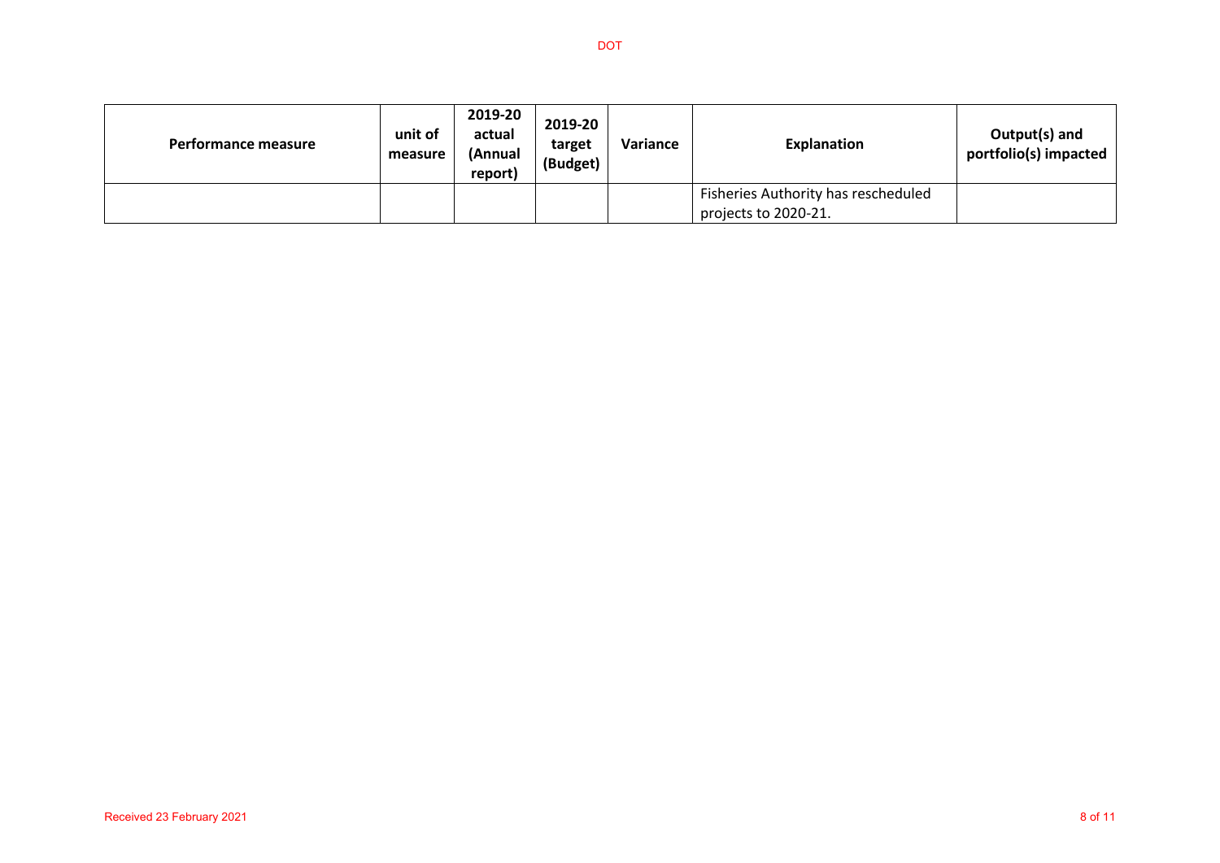| Performance measure | unit of measure | 2019-20 actual (Annual report) | 2019-20 target (Budget) | Variance | Explanation | Output(s) and portfolio(s) impacted |
|---|---|---|---|---|---|---|
| | | | | | Fisheries Authority has rescheduled projects to 2020-21. | |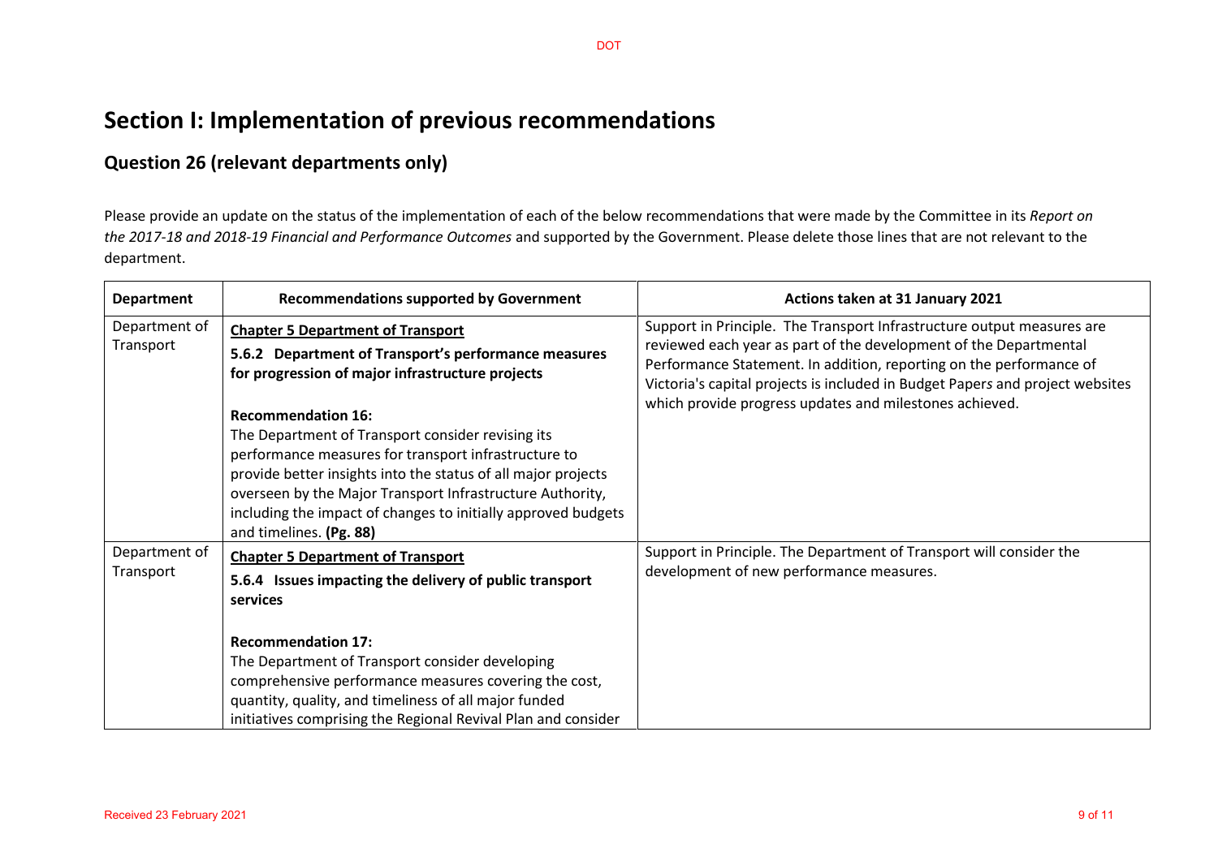# Section I: Implementation of previous recommendations

## Question 26 (relevant departments only)

Please provide an update on the status of the implementation of each of the below recommendations that were made by the Committee in its *Report on the 2017-18 and 2018-19 Financial and Performance Outcomes* and supported by the Government. Please delete those lines that are not relevant to the department.

| Department | Recommendations supported by Government | Actions taken at 31 January 2021 |
| --- | --- | --- |
| Department of Transport | **Chapter 5 Department of Transport**<br>**5.6.2 Department of Transport's performance measures for progression of major infrastructure projects**<br><br>**Recommendation 16:**<br>The Department of Transport consider revising its performance measures for transport infrastructure to provide better insights into the status of all major projects overseen by the Major Transport Infrastructure Authority, including the impact of changes to initially approved budgets and timelines. **(Pg. 88)** | Support in Principle. The Transport Infrastructure output measures are reviewed each year as part of the development of the Departmental Performance Statement. In addition, reporting on the performance of Victoria's capital projects is included in Budget Papers and project websites which provide progress updates and milestones achieved. |
| Department of Transport | **Chapter 5 Department of Transport**<br>**5.6.4 Issues impacting the delivery of public transport services**<br><br>**Recommendation 17:**<br>The Department of Transport consider developing comprehensive performance measures covering the cost, quantity, quality, and timeliness of all major funded initiatives comprising the Regional Revival Plan and consider | Support in Principle. The Department of Transport will consider the development of new performance measures. |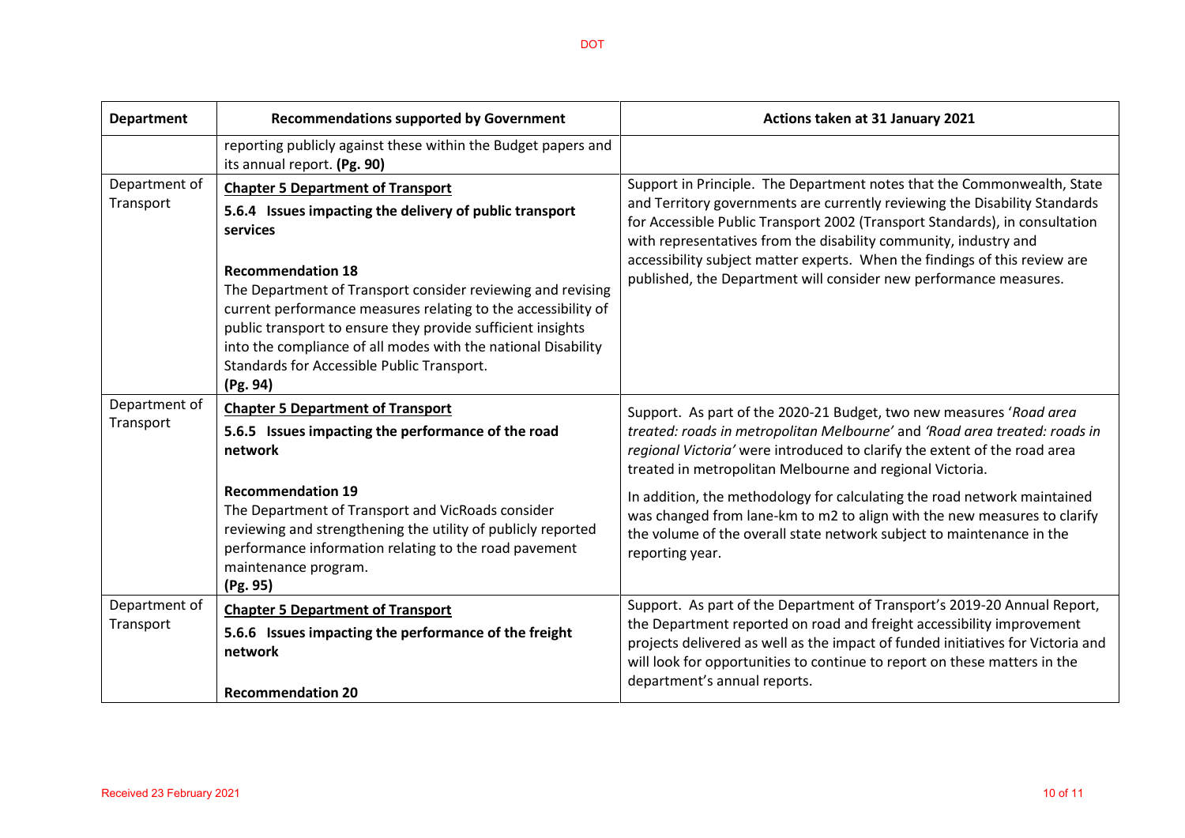| Department | Recommendations supported by Government | Actions taken at 31 January 2021 |
|---|---|---|
| | reporting publicly against these within the Budget papers and its annual report. **(Pg. 90)** | |
| Department of Transport | **Chapter 5 Department of Transport**<br>**5.6.4 Issues impacting the delivery of public transport services**<br><br>**Recommendation 18**<br>The Department of Transport consider reviewing and revising current performance measures relating to the accessibility of public transport to ensure they provide sufficient insights into the compliance of all modes with the national Disability Standards for Accessible Public Transport.<br>**(Pg. 94)** | Support in Principle. The Department notes that the Commonwealth, State and Territory governments are currently reviewing the Disability Standards for Accessible Public Transport 2002 (Transport Standards), in consultation with representatives from the disability community, industry and accessibility subject matter experts. When the findings of this review are published, the Department will consider new performance measures. |
| Department of Transport | **Chapter 5 Department of Transport**<br>**5.6.5 Issues impacting the performance of the road network**<br><br>**Recommendation 19**<br>The Department of Transport and VicRoads consider reviewing and strengthening the utility of publicly reported performance information relating to the road pavement maintenance program.<br>**(Pg. 95)** | Support. As part of the 2020-21 Budget, two new measures '*Road area treated: roads in metropolitan Melbourne*' and *'Road area treated: roads in regional Victoria'* were introduced to clarify the extent of the road area treated in metropolitan Melbourne and regional Victoria.<br><br>In addition, the methodology for calculating the road network maintained was changed from lane-km to m2 to align with the new measures to clarify the volume of the overall state network subject to maintenance in the reporting year. |
| Department of Transport | **Chapter 5 Department of Transport**<br>**5.6.6 Issues impacting the performance of the freight network**<br><br>**Recommendation 20** | Support. As part of the Department of Transport's 2019-20 Annual Report, the Department reported on road and freight accessibility improvement projects delivered as well as the impact of funded initiatives for Victoria and will look for opportunities to continue to report on these matters in the department's annual reports. |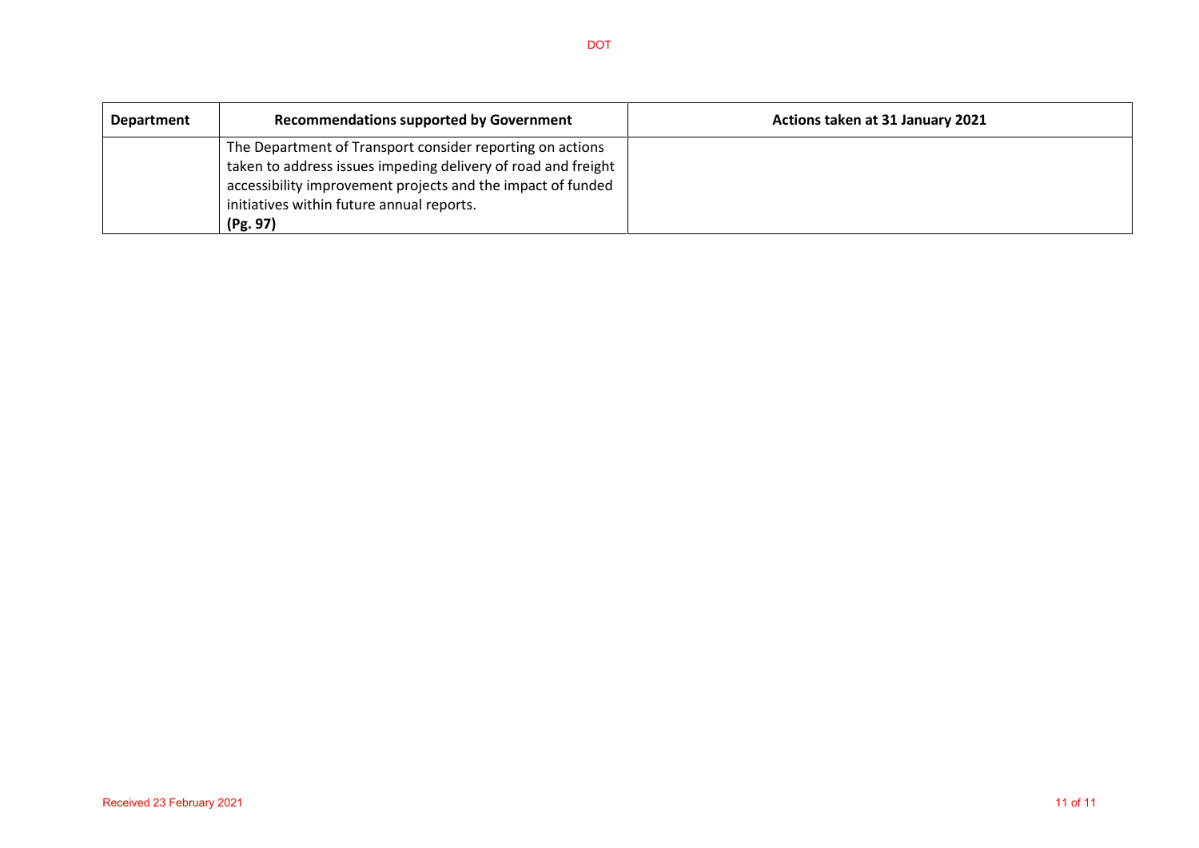| Department | Recommendations supported by Government | Actions taken at 31 January 2021 |
| --- | --- | --- |
| | The Department of Transport consider reporting on actions taken to address issues impeding delivery of road and freight accessibility improvement projects and the impact of funded initiatives within future annual reports. **(Pg. 97)** | |